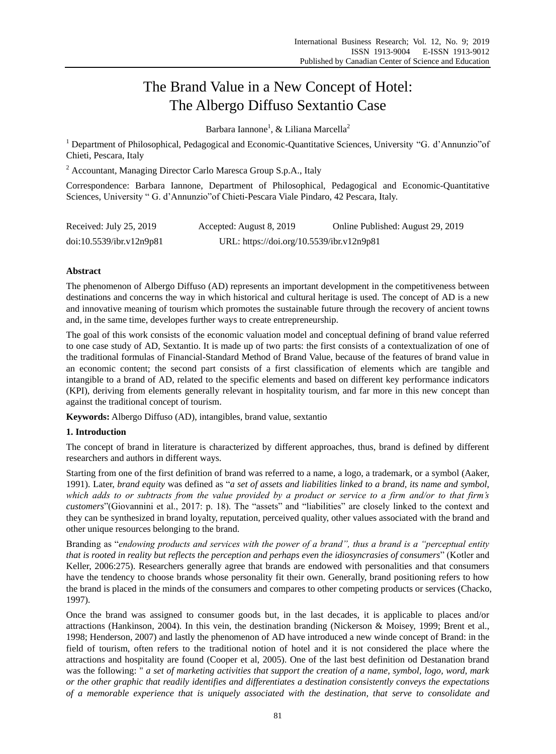# The Brand Value in a New Concept of Hotel: The Albergo Diffuso Sextantio Case

Barbara Iannone[1], & Liliana Marcella[2]

[1] Department of Philosophical, Pedagogical and Economic-Quantitative Sciences, University "G. d'Annunzio"of Chieti, Pescara, Italy

[2] Accountant, Managing Director Carlo Maresca Group S.p.A., Italy

Correspondence: Barbara Iannone, Department of Philosophical, Pedagogical and Economic-Quantitative Sciences, University " G. d'Annunzio"of Chieti-Pescara Viale Pindaro, 42 Pescara, Italy.

Received: July 25, 2019 Accepted: August 8, 2019 Online Published: August 29, 2019

doi:10.5539/ibr.v12n9p81 URL: https://doi.org/10.5539/ibr.v12n9p81

## Abstract

The phenomenon of Albergo Diffuso (AD) represents an important development in the competitiveness between destinations and concerns the way in which historical and cultural heritage is used. The concept of AD is a new and innovative meaning of tourism which promotes the sustainable future through the recovery of ancient towns and, in the same time, developes further ways to create entrepreneurship.

The goal of this work consists of the economic valuation model and conceptual defining of brand value referred to one case study of AD, Sextantio. It is made up of two parts: the first consists of a contextualization of one of the traditional formulas of Financial-Standard Method of Brand Value, because of the features of brand value in an economic content; the second part consists of a first classification of elements which are tangible and intangible to a brand of AD, related to the specific elements and based on different key performance indicators (KPI), deriving from elements generally relevant in hospitality tourism, and far more in this new concept than against the traditional concept of tourism.

**Keywords:** Albergo Diffuso (AD), intangibles, brand value, sextantio

## 1. Introduction

The concept of brand in literature is characterized by different approaches, thus, brand is defined by different researchers and authors in different ways.

Starting from one of the first definition of brand was referred to a name, a logo, a trademark, or a symbol (Aaker, 1991). Later, *brand equity* was defined as "*a set of assets and liabilities linked to a brand, its name and symbol, which adds to or subtracts from the value provided by a product or service to a firm and/or to that firm's customers*"(Giovannini et al., 2017: p. 18). The "assets" and "liabilities" are closely linked to the context and they can be synthesized in brand loyalty, reputation, perceived quality, other values associated with the brand and other unique resources belonging to the brand.

Branding as "*endowing products and services with the power of a brand", thus a brand is a "perceptual entity that is rooted in reality but reflects the perception and perhaps even the idiosyncrasies of consumers*" (Kotler and Keller, 2006:275). Researchers generally agree that brands are endowed with personalities and that consumers have the tendency to choose brands whose personality fit their own. Generally, brand positioning refers to how the brand is placed in the minds of the consumers and compares to other competing products or services (Chacko, 1997).

Once the brand was assigned to consumer goods but, in the last decades, it is applicable to places and/or attractions (Hankinson, 2004). In this vein, the destination branding (Nickerson & Moisey, 1999; Brent et al., 1998; Henderson, 2007) and lastly the phenomenon of AD have introduced a new winde concept of Brand: in the field of tourism, often refers to the traditional notion of hotel and it is not considered the place where the attractions and hospitality are found (Cooper et al, 2005). One of the last best definition od Destanation brand was the following: " *a set of marketing activities that support the creation of a name, symbol, logo, word, mark or the other graphic that readily identifies and differentiates a destination consistently conveys the expectations of a memorable experience that is uniquely associated with the destination, that serve to consolidate and*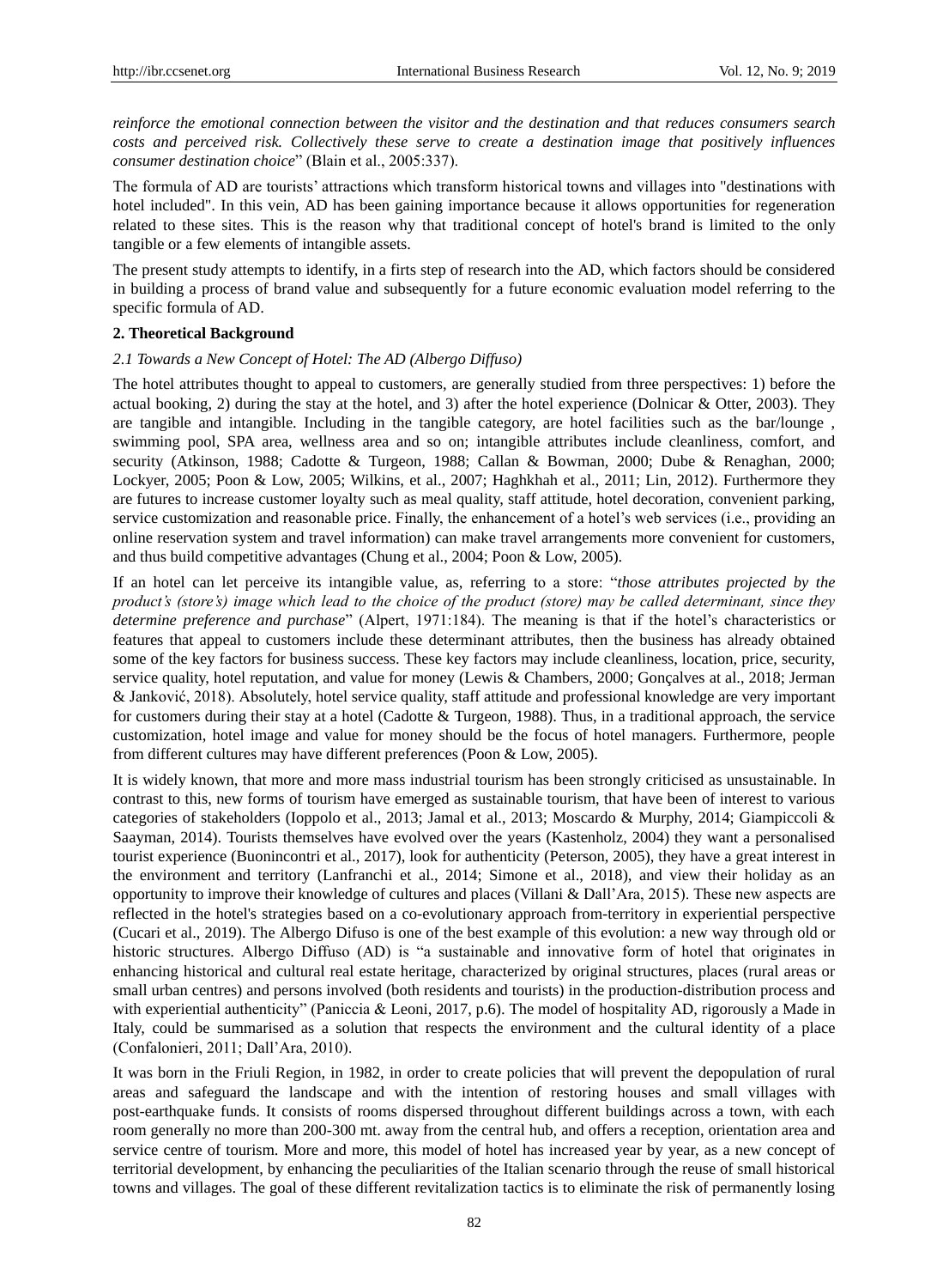*reinforce the emotional connection between the visitor and the destination and that reduces consumers search costs and perceived risk. Collectively these serve to create a destination image that positively influences consumer destination choice*" (Blain et al., 2005:337).

The formula of AD are tourists' attractions which transform historical towns and villages into "destinations with hotel included". In this vein, AD has been gaining importance because it allows opportunities for regeneration related to these sites. This is the reason why that traditional concept of hotel's brand is limited to the only tangible or a few elements of intangible assets.

The present study attempts to identify, in a firts step of research into the AD, which factors should be considered in building a process of brand value and subsequently for a future economic evaluation model referring to the specific formula of AD.

## 2. Theoretical Background

### *2.1 Towards a New Concept of Hotel: The AD (Albergo Diffuso)*

The hotel attributes thought to appeal to customers, are generally studied from three perspectives: 1) before the actual booking, 2) during the stay at the hotel, and 3) after the hotel experience (Dolnicar & Otter, 2003). They are tangible and intangible. Including in the tangible category, are hotel facilities such as the bar/lounge , swimming pool, SPA area, wellness area and so on; intangible attributes include cleanliness, comfort, and security (Atkinson, 1988; Cadotte & Turgeon, 1988; Callan & Bowman, 2000; Dube & Renaghan, 2000; Lockyer, 2005; Poon & Low, 2005; Wilkins, et al., 2007; Haghkhah et al., 2011; Lin, 2012). Furthermore they are futures to increase customer loyalty such as meal quality, staff attitude, hotel decoration, convenient parking, service customization and reasonable price. Finally, the enhancement of a hotel's web services (i.e., providing an online reservation system and travel information) can make travel arrangements more convenient for customers, and thus build competitive advantages (Chung et al., 2004; Poon & Low, 2005).

If an hotel can let perceive its intangible value, as, referring to a store: "*those attributes projected by the product's (store's) image which lead to the choice of the product (store) may be called determinant, since they determine preference and purchase*" (Alpert, 1971:184). The meaning is that if the hotel's characteristics or features that appeal to customers include these determinant attributes, then the business has already obtained some of the key factors for business success. These key factors may include cleanliness, location, price, security, service quality, hotel reputation, and value for money (Lewis & Chambers, 2000; Gonçalves at al., 2018; Jerman & Janković, 2018). Absolutely, hotel service quality, staff attitude and professional knowledge are very important for customers during their stay at a hotel (Cadotte & Turgeon, 1988). Thus, in a traditional approach, the service customization, hotel image and value for money should be the focus of hotel managers. Furthermore, people from different cultures may have different preferences (Poon & Low, 2005).

It is widely known, that more and more mass industrial tourism has been strongly criticised as unsustainable. In contrast to this, new forms of tourism have emerged as sustainable tourism, that have been of interest to various categories of stakeholders (Ioppolo et al., 2013; Jamal et al., 2013; Moscardo & Murphy, 2014; Giampiccoli & Saayman, 2014). Tourists themselves have evolved over the years (Kastenholz, 2004) they want a personalised tourist experience (Buonincontri et al., 2017), look for authenticity (Peterson, 2005), they have a great interest in the environment and territory (Lanfranchi et al., 2014; Simone et al., 2018), and view their holiday as an opportunity to improve their knowledge of cultures and places (Villani & Dall'Ara, 2015). These new aspects are reflected in the hotel's strategies based on a co-evolutionary approach from-territory in experiential perspective (Cucari et al., 2019). The Albergo Difuso is one of the best example of this evolution: a new way through old or historic structures. Albergo Diffuso (AD) is "a sustainable and innovative form of hotel that originates in enhancing historical and cultural real estate heritage, characterized by original structures, places (rural areas or small urban centres) and persons involved (both residents and tourists) in the production-distribution process and with experiential authenticity" (Paniccia & Leoni, 2017, p.6). The model of hospitality AD, rigorously a Made in Italy, could be summarised as a solution that respects the environment and the cultural identity of a place (Confalonieri, 2011; Dall'Ara, 2010).

It was born in the Friuli Region, in 1982, in order to create policies that will prevent the depopulation of rural areas and safeguard the landscape and with the intention of restoring houses and small villages with post-earthquake funds. It consists of rooms dispersed throughout different buildings across a town, with each room generally no more than 200-300 mt. away from the central hub, and offers a reception, orientation area and service centre of tourism. More and more, this model of hotel has increased year by year, as a new concept of territorial development, by enhancing the peculiarities of the Italian scenario through the reuse of small historical towns and villages. The goal of these different revitalization tactics is to eliminate the risk of permanently losing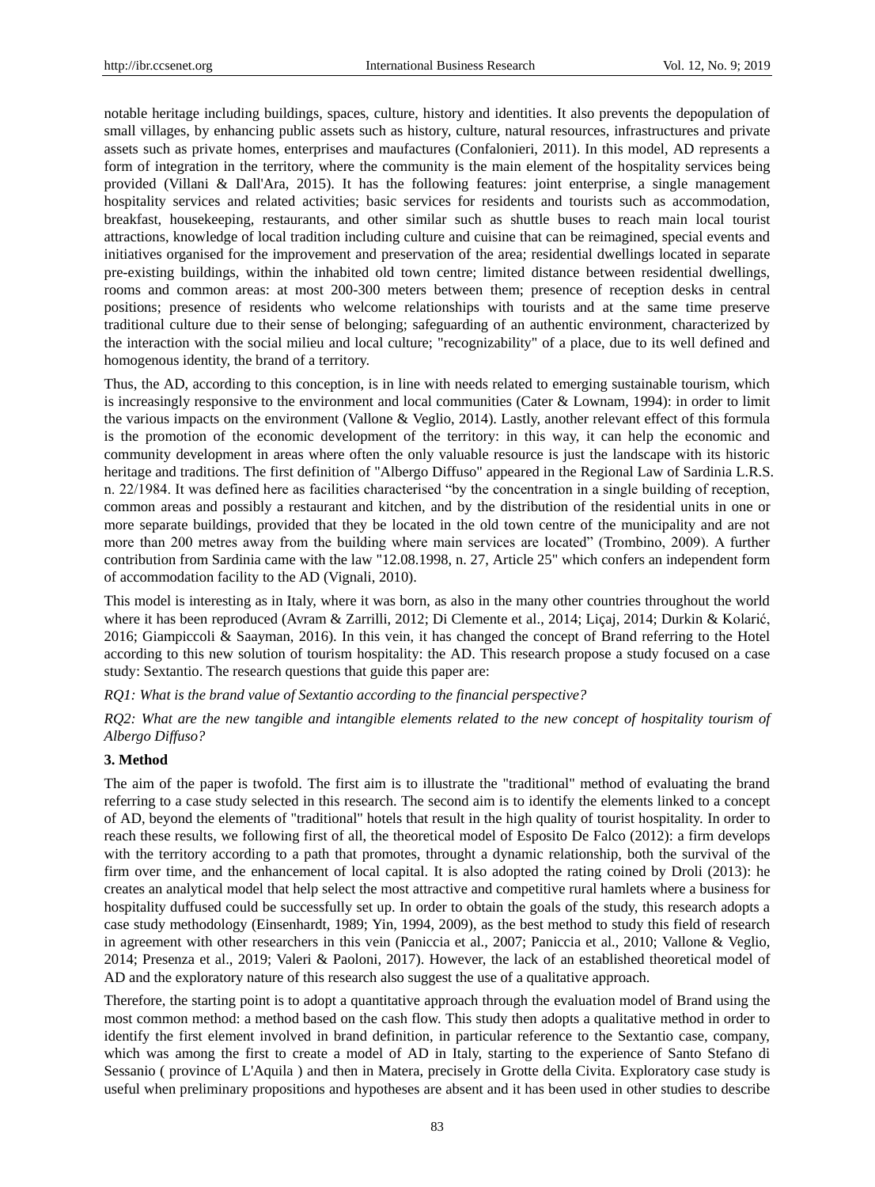notable heritage including buildings, spaces, culture, history and identities. It also prevents the depopulation of small villages, by enhancing public assets such as history, culture, natural resources, infrastructures and private assets such as private homes, enterprises and maufactures (Confalonieri, 2011). In this model, AD represents a form of integration in the territory, where the community is the main element of the hospitality services being provided (Villani & Dall'Ara, 2015). It has the following features: joint enterprise, a single management hospitality services and related activities; basic services for residents and tourists such as accommodation, breakfast, housekeeping, restaurants, and other similar such as shuttle buses to reach main local tourist attractions, knowledge of local tradition including culture and cuisine that can be reimagined, special events and initiatives organised for the improvement and preservation of the area; residential dwellings located in separate pre-existing buildings, within the inhabited old town centre; limited distance between residential dwellings, rooms and common areas: at most 200-300 meters between them; presence of reception desks in central positions; presence of residents who welcome relationships with tourists and at the same time preserve traditional culture due to their sense of belonging; safeguarding of an authentic environment, characterized by the interaction with the social milieu and local culture; "recognizability" of a place, due to its well defined and homogenous identity, the brand of a territory.

Thus, the AD, according to this conception, is in line with needs related to emerging sustainable tourism, which is increasingly responsive to the environment and local communities (Cater & Lownam, 1994): in order to limit the various impacts on the environment (Vallone & Veglio, 2014). Lastly, another relevant effect of this formula is the promotion of the economic development of the territory: in this way, it can help the economic and community development in areas where often the only valuable resource is just the landscape with its historic heritage and traditions. The first definition of "Albergo Diffuso" appeared in the Regional Law of Sardinia L.R.S. n. 22/1984. It was defined here as facilities characterised "by the concentration in a single building of reception, common areas and possibly a restaurant and kitchen, and by the distribution of the residential units in one or more separate buildings, provided that they be located in the old town centre of the municipality and are not more than 200 metres away from the building where main services are located" (Trombino, 2009). A further contribution from Sardinia came with the law "12.08.1998, n. 27, Article 25" which confers an independent form of accommodation facility to the AD (Vignali, 2010).

This model is interesting as in Italy, where it was born, as also in the many other countries throughout the world where it has been reproduced (Avram & Zarrilli, 2012; Di Clemente et al., 2014; Liçaj, 2014; Durkin & Kolarić, 2016; Giampiccoli & Saayman, 2016). In this vein, it has changed the concept of Brand referring to the Hotel according to this new solution of tourism hospitality: the AD. This research propose a study focused on a case study: Sextantio. The research questions that guide this paper are:

*RQ1: What is the brand value of Sextantio according to the financial perspective?*

*RQ2: What are the new tangible and intangible elements related to the new concept of hospitality tourism of Albergo Diffuso?*

## 3. Method

The aim of the paper is twofold. The first aim is to illustrate the "traditional" method of evaluating the brand referring to a case study selected in this research. The second aim is to identify the elements linked to a concept of AD, beyond the elements of "traditional" hotels that result in the high quality of tourist hospitality. In order to reach these results, we following first of all, the theoretical model of Esposito De Falco (2012): a firm develops with the territory according to a path that promotes, throught a dynamic relationship, both the survival of the firm over time, and the enhancement of local capital. It is also adopted the rating coined by Droli (2013): he creates an analytical model that help select the most attractive and competitive rural hamlets where a business for hospitality duffused could be successfully set up. In order to obtain the goals of the study, this research adopts a case study methodology (Einsenhardt, 1989; Yin, 1994, 2009), as the best method to study this field of research in agreement with other researchers in this vein (Paniccia et al., 2007; Paniccia et al., 2010; Vallone & Veglio, 2014; Presenza et al., 2019; Valeri & Paoloni, 2017). However, the lack of an established theoretical model of AD and the exploratory nature of this research also suggest the use of a qualitative approach.

Therefore, the starting point is to adopt a quantitative approach through the evaluation model of Brand using the most common method: a method based on the cash flow. This study then adopts a qualitative method in order to identify the first element involved in brand definition, in particular reference to the Sextantio case, company, which was among the first to create a model of AD in Italy, starting to the experience of Santo Stefano di Sessanio ( province of L'Aquila ) and then in Matera, precisely in Grotte della Civita. Exploratory case study is useful when preliminary propositions and hypotheses are absent and it has been used in other studies to describe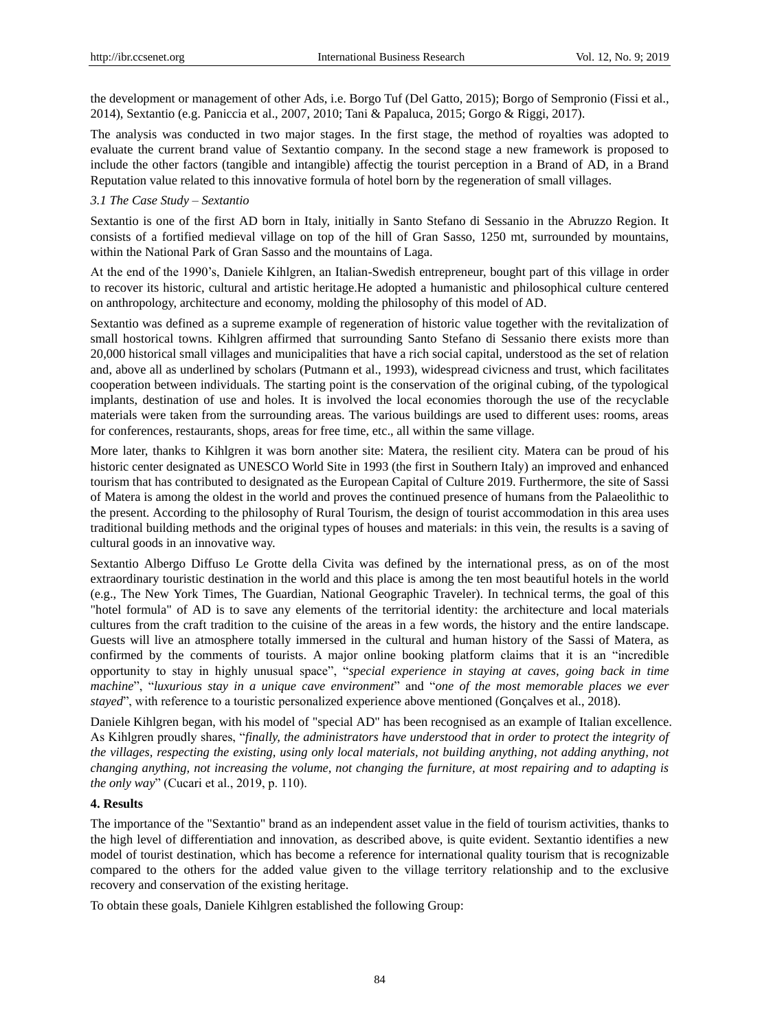the development or management of other Ads, i.e. Borgo Tuf (Del Gatto, 2015); Borgo of Sempronio (Fissi et al., 2014), Sextantio (e.g. Paniccia et al., 2007, 2010; Tani & Papaluca, 2015; Gorgo & Riggi, 2017).

The analysis was conducted in two major stages. In the first stage, the method of royalties was adopted to evaluate the current brand value of Sextantio company. In the second stage a new framework is proposed to include the other factors (tangible and intangible) affectig the tourist perception in a Brand of AD, in a Brand Reputation value related to this innovative formula of hotel born by the regeneration of small villages.

### *3.1 The Case Study – Sextantio*

Sextantio is one of the first AD born in Italy, initially in Santo Stefano di Sessanio in the Abruzzo Region. It consists of a fortified medieval village on top of the hill of Gran Sasso, 1250 mt, surrounded by mountains, within the National Park of Gran Sasso and the mountains of Laga.

At the end of the 1990's, Daniele Kihlgren, an Italian-Swedish entrepreneur, bought part of this village in order to recover its historic, cultural and artistic heritage.He adopted a humanistic and philosophical culture centered on anthropology, architecture and economy, molding the philosophy of this model of AD.

Sextantio was defined as a supreme example of regeneration of historic value together with the revitalization of small hostorical towns. Kihlgren affirmed that surrounding Santo Stefano di Sessanio there exists more than 20,000 historical small villages and municipalities that have a rich social capital, understood as the set of relation and, above all as underlined by scholars (Putmann et al., 1993), widespread civicness and trust, which facilitates cooperation between individuals. The starting point is the conservation of the original cubing, of the typological implants, destination of use and holes. It is involved the local economies thorough the use of the recyclable materials were taken from the surrounding areas. The various buildings are used to different uses: rooms, areas for conferences, restaurants, shops, areas for free time, etc., all within the same village.

More later, thanks to Kihlgren it was born another site: Matera, the resilient city. Matera can be proud of his historic center designated as UNESCO World Site in 1993 (the first in Southern Italy) an improved and enhanced tourism that has contributed to designated as the European Capital of Culture 2019. Furthermore, the site of Sassi of Matera is among the oldest in the world and proves the continued presence of humans from the Palaeolithic to the present. According to the philosophy of Rural Tourism, the design of tourist accommodation in this area uses traditional building methods and the original types of houses and materials: in this vein, the results is a saving of cultural goods in an innovative way.

Sextantio Albergo Diffuso Le Grotte della Civita was defined by the international press, as on of the most extraordinary touristic destination in the world and this place is among the ten most beautiful hotels in the world (e.g., The New York Times, The Guardian, National Geographic Traveler). In technical terms, the goal of this "hotel formula" of AD is to save any elements of the territorial identity: the architecture and local materials cultures from the craft tradition to the cuisine of the areas in a few words, the history and the entire landscape. Guests will live an atmosphere totally immersed in the cultural and human history of the Sassi of Matera, as confirmed by the comments of tourists. A major online booking platform claims that it is an "incredible opportunity to stay in highly unusual space", "*special experience in staying at caves, going back in time machine*", "*luxurious stay in a unique cave environment*" and "*one of the most memorable places we ever stayed*", with reference to a touristic personalized experience above mentioned (Gonçalves et al., 2018).

Daniele Kihlgren began, with his model of "special AD" has been recognised as an example of Italian excellence. As Kihlgren proudly shares, "*finally, the administrators have understood that in order to protect the integrity of the villages, respecting the existing, using only local materials, not building anything, not adding anything, not changing anything, not increasing the volume, not changing the furniture, at most repairing and to adapting is the only way*" (Cucari et al., 2019, p. 110).

## **4. Results**

The importance of the "Sextantio" brand as an independent asset value in the field of tourism activities, thanks to the high level of differentiation and innovation, as described above, is quite evident. Sextantio identifies a new model of tourist destination, which has become a reference for international quality tourism that is recognizable compared to the others for the added value given to the village territory relationship and to the exclusive recovery and conservation of the existing heritage.

To obtain these goals, Daniele Kihlgren established the following Group: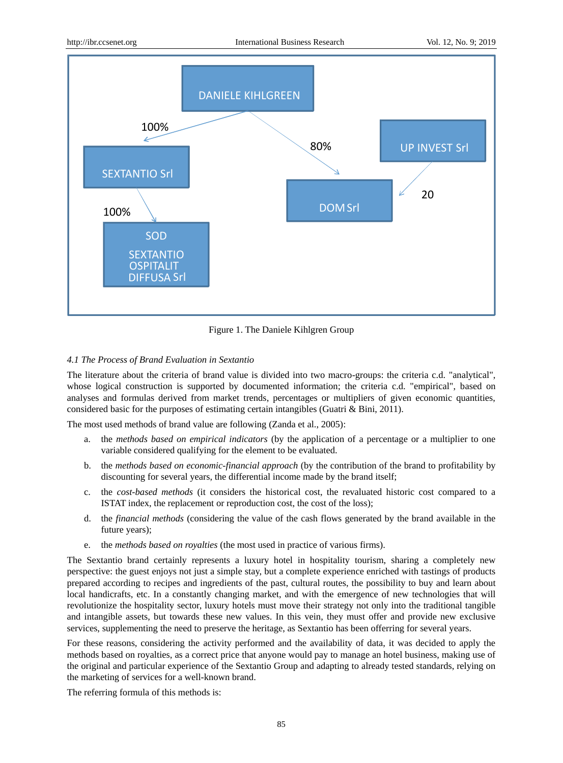| DANIELE KIHLGREEN | | |
|---|---|---|
| 100% → SEXTANTIO Srl | 80% → DOM Srl | UP INVEST Srl → 20 → DOM Srl |
| SEXTANTIO Srl → 100% → SOD SEXTANTIO OSPITALIT DIFFUSA Srl | | |

Figure 1. The Daniele Kihlgren Group

### 4.1 The Process of Brand Evaluation in Sextantio

The literature about the criteria of brand value is divided into two macro-groups: the criteria c.d. "analytical", whose logical construction is supported by documented information; the criteria c.d. "empirical", based on analyses and formulas derived from market trends, percentages or multipliers of given economic quantities, considered basic for the purposes of estimating certain intangibles (Guatri & Bini, 2011).

The most used methods of brand value are following (Zanda et al., 2005):

a. the *methods based on empirical indicators* (by the application of a percentage or a multiplier to one variable considered qualifying for the element to be evaluated.

b. the *methods based on economic-financial approach* (by the contribution of the brand to profitability by discounting for several years, the differential income made by the brand itself;

c. the *cost-based methods* (it considers the historical cost, the revaluated historic cost compared to a ISTAT index, the replacement or reproduction cost, the cost of the loss);

d. the *financial methods* (considering the value of the cash flows generated by the brand available in the future years);

e. the *methods based on royalties* (the most used in practice of various firms).

The Sextantio brand certainly represents a luxury hotel in hospitality tourism, sharing a completely new perspective: the guest enjoys not just a simple stay, but a complete experience enriched with tastings of products prepared according to recipes and ingredients of the past, cultural routes, the possibility to buy and learn about local handicrafts, etc. In a constantly changing market, and with the emergence of new technologies that will revolutionize the hospitality sector, luxury hotels must move their strategy not only into the traditional tangible and intangible assets, but towards these new values. In this vein, they must offer and provide new exclusive services, supplementing the need to preserve the heritage, as Sextantio has been offerring for several years.

For these reasons, considering the activity performed and the availability of data, it was decided to apply the methods based on royalties, as a correct price that anyone would pay to manage an hotel business, making use of the original and particular experience of the Sextantio Group and adapting to already tested standards, relying on the marketing of services for a well-known brand.

The referring formula of this methods is: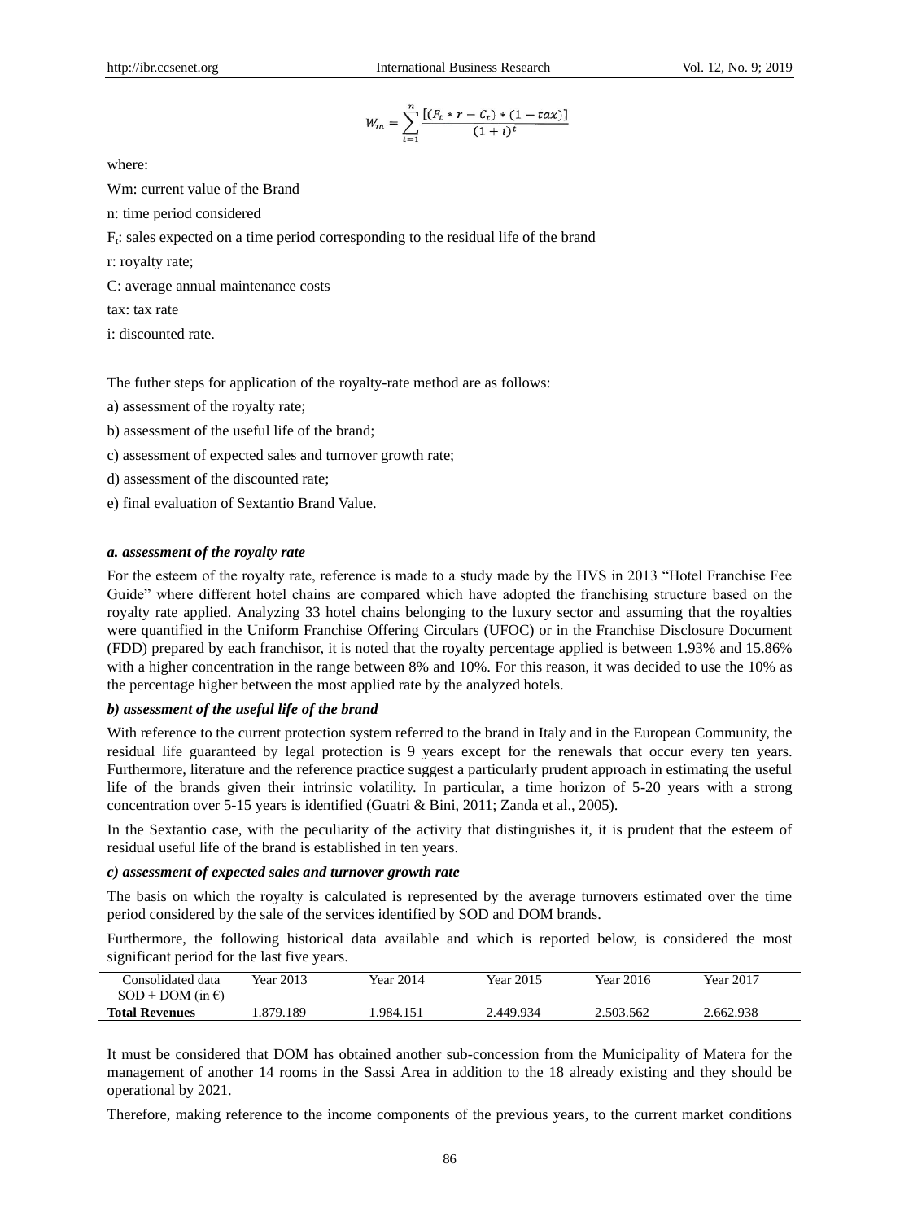$$W_m = \sum_{t=1}^{n} \frac{[(F_t * r - C_t) * (1 - tax)]}{(1 + i)^t}$$

where:

Wm: current value of the Brand

n: time period considered

$F_t$: sales expected on a time period corresponding to the residual life of the brand

r: royalty rate;

C: average annual maintenance costs

tax: tax rate

i: discounted rate.

The futher steps for application of the royalty-rate method are as follows:

a) assessment of the royalty rate;

b) assessment of the useful life of the brand;

c) assessment of expected sales and turnover growth rate;

d) assessment of the discounted rate;

e) final evaluation of Sextantio Brand Value.

***a. assessment of the royalty rate***

For the esteem of the royalty rate, reference is made to a study made by the HVS in 2013 "Hotel Franchise Fee Guide" where different hotel chains are compared which have adopted the franchising structure based on the royalty rate applied. Analyzing 33 hotel chains belonging to the luxury sector and assuming that the royalties were quantified in the Uniform Franchise Offering Circulars (UFOC) or in the Franchise Disclosure Document (FDD) prepared by each franchisor, it is noted that the royalty percentage applied is between 1.93% and 15.86% with a higher concentration in the range between 8% and 10%. For this reason, it was decided to use the 10% as the percentage higher between the most applied rate by the analyzed hotels.

***b) assessment of the useful life of the brand***

With reference to the current protection system referred to the brand in Italy and in the European Community, the residual life guaranteed by legal protection is 9 years except for the renewals that occur every ten years. Furthermore, literature and the reference practice suggest a particularly prudent approach in estimating the useful life of the brands given their intrinsic volatility. In particular, a time horizon of 5-20 years with a strong concentration over 5-15 years is identified (Guatri & Bini, 2011; Zanda et al., 2005).

In the Sextantio case, with the peculiarity of the activity that distinguishes it, it is prudent that the esteem of residual useful life of the brand is established in ten years.

***c) assessment of expected sales and turnover growth rate***

The basis on which the royalty is calculated is represented by the average turnovers estimated over the time period considered by the sale of the services identified by SOD and DOM brands.

Furthermore, the following historical data available and which is reported below, is considered the most significant period for the last five years.

| Consolidated data SOD + DOM (in €) | Year 2013 | Year 2014 | Year 2015 | Year 2016 | Year 2017 |
|---|---|---|---|---|---|
| **Total Revenues** | 1.879.189 | 1.984.151 | 2.449.934 | 2.503.562 | 2.662.938 |

It must be considered that DOM has obtained another sub-concession from the Municipality of Matera for the management of another 14 rooms in the Sassi Area in addition to the 18 already existing and they should be operational by 2021.

Therefore, making reference to the income components of the previous years, to the current market conditions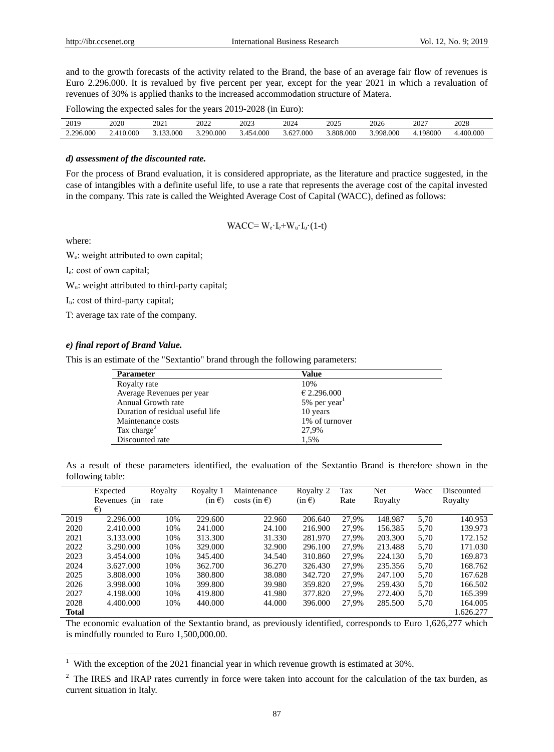and to the growth forecasts of the activity related to the Brand, the base of an average fair flow of revenues is Euro 2.296.000. It is revalued by five percent per year, except for the year 2021 in which a revaluation of revenues of 30% is applied thanks to the increased accommodation structure of Matera.

Following the expected sales for the years 2019-2028 (in Euro):

| 2019 | 2020 | 2021 | 2022 | 2023 | 2024 | 2025 | 2026 | 2027 | 2028 |
|---|---|---|---|---|---|---|---|---|---|
| 2.296.000 | 2.410.000 | 3.133.000 | 3.290.000 | 3.454.000 | 3.627.000 | 3.808.000 | 3.998.000 | 4.198000 | 4.400.000 |

***d) assessment of the discounted rate.***

For the process of Brand evaluation, it is considered appropriate, as the literature and practice suggested, in the case of intangibles with a definite useful life, to use a rate that represents the average cost of the capital invested in the company. This rate is called the Weighted Average Cost of Capital (WACC), defined as follows:

$$WACC= W_e \cdot I_e + W_u \cdot I_u \cdot (1\text{-}t)$$

where:

$W_e$: weight attributed to own capital;

$I_e$: cost of own capital;

$W_u$: weight attributed to third-party capital;

$I_u$: cost of third-party capital;

T: average tax rate of the company.

***e) final report of Brand Value.***

This is an estimate of the "Sextantio" brand through the following parameters:

| Parameter | Value |
|---|---|
| Royalty rate | 10% |
| Average Revenues per year | € 2.296.000 |
| Annual Growth rate | 5% per year[1] |
| Duration of residual useful life | 10 years |
| Maintenance costs | 1% of turnover |
| Tax charge[2] | 27,9% |
| Discounted rate | 1,5% |

As a result of these parameters identified, the evaluation of the Sextantio Brand is therefore shown in the following table:

| | Expected Revenues (in €) | Royalty rate | Royalty 1 (in €) | Maintenance costs (in €) | Royalty 2 (in €) | Tax Rate | Net Royalty | Wacc | Discounted Royalty |
|---|---|---|---|---|---|---|---|---|---|
| 2019 | 2.296.000 | 10% | 229.600 | 22.960 | 206.640 | 27,9% | 148.987 | 5,70 | 140.953 |
| 2020 | 2.410.000 | 10% | 241.000 | 24.100 | 216.900 | 27,9% | 156.385 | 5,70 | 139.973 |
| 2021 | 3.133.000 | 10% | 313.300 | 31.330 | 281.970 | 27,9% | 203.300 | 5,70 | 172.152 |
| 2022 | 3.290.000 | 10% | 329.000 | 32.900 | 296.100 | 27,9% | 213.488 | 5,70 | 171.030 |
| 2023 | 3.454.000 | 10% | 345.400 | 34.540 | 310.860 | 27,9% | 224.130 | 5,70 | 169.873 |
| 2024 | 3.627.000 | 10% | 362.700 | 36.270 | 326.430 | 27,9% | 235.356 | 5,70 | 168.762 |
| 2025 | 3.808.000 | 10% | 380.800 | 38.080 | 342.720 | 27,9% | 247.100 | 5,70 | 167.628 |
| 2026 | 3.998.000 | 10% | 399.800 | 39.980 | 359.820 | 27,9% | 259.430 | 5,70 | 166.502 |
| 2027 | 4.198.000 | 10% | 419.800 | 41.980 | 377.820 | 27,9% | 272.400 | 5,70 | 165.399 |
| 2028 | 4.400.000 | 10% | 440.000 | 44.000 | 396.000 | 27,9% | 285.500 | 5,70 | 164.005 |
| **Total** | | | | | | | | | 1.626.277 |

The economic evaluation of the Sextantio brand, as previously identified, corresponds to Euro 1,626,277 which is mindfully rounded to Euro 1,500,000.00.

[1] With the exception of the 2021 financial year in which revenue growth is estimated at 30%.

[2] The IRES and IRAP rates currently in force were taken into account for the calculation of the tax burden, as current situation in Italy.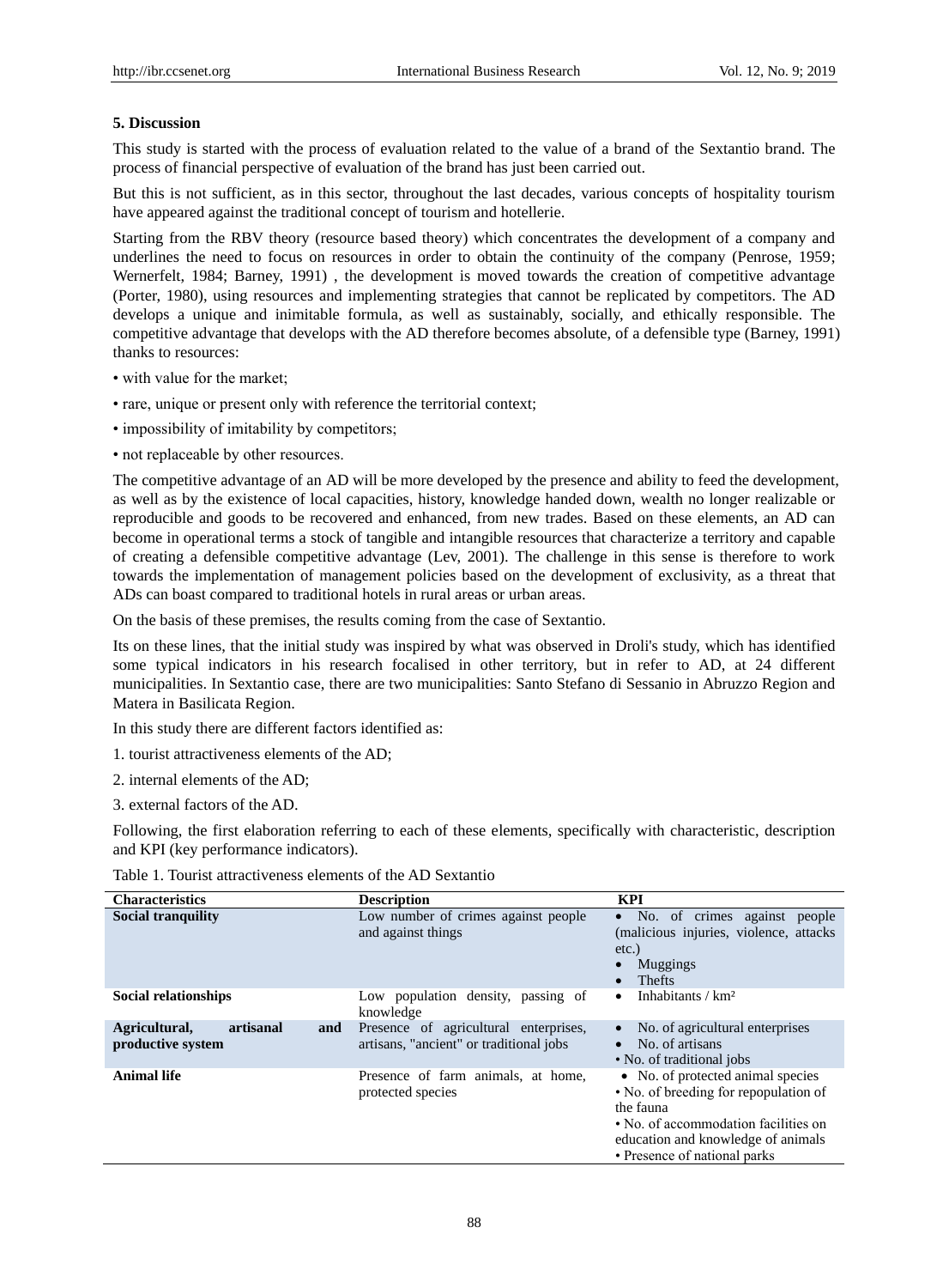## 5. Discussion

This study is started with the process of evaluation related to the value of a brand of the Sextantio brand. The process of financial perspective of evaluation of the brand has just been carried out.

But this is not sufficient, as in this sector, throughout the last decades, various concepts of hospitality tourism have appeared against the traditional concept of tourism and hotellerie.

Starting from the RBV theory (resource based theory) which concentrates the development of a company and underlines the need to focus on resources in order to obtain the continuity of the company (Penrose, 1959; Wernerfelt, 1984; Barney, 1991) , the development is moved towards the creation of competitive advantage (Porter, 1980), using resources and implementing strategies that cannot be replicated by competitors. The AD develops a unique and inimitable formula, as well as sustainably, socially, and ethically responsible. The competitive advantage that develops with the AD therefore becomes absolute, of a defensible type (Barney, 1991) thanks to resources:

• with value for the market;

• rare, unique or present only with reference the territorial context;

• impossibility of imitability by competitors;

• not replaceable by other resources.

The competitive advantage of an AD will be more developed by the presence and ability to feed the development, as well as by the existence of local capacities, history, knowledge handed down, wealth no longer realizable or reproducible and goods to be recovered and enhanced, from new trades. Based on these elements, an AD can become in operational terms a stock of tangible and intangible resources that characterize a territory and capable of creating a defensible competitive advantage (Lev, 2001). The challenge in this sense is therefore to work towards the implementation of management policies based on the development of exclusivity, as a threat that ADs can boast compared to traditional hotels in rural areas or urban areas.

On the basis of these premises, the results coming from the case of Sextantio.

Its on these lines, that the initial study was inspired by what was observed in Droli's study, which has identified some typical indicators in his research focalised in other territory, but in refer to AD, at 24 different municipalities. In Sextantio case, there are two municipalities: Santo Stefano di Sessanio in Abruzzo Region and Matera in Basilicata Region.

In this study there are different factors identified as:

1. tourist attractiveness elements of the AD;

2. internal elements of the AD;

3. external factors of the AD.

Following, the first elaboration referring to each of these elements, specifically with characteristic, description and KPI (key performance indicators).

Table 1. Tourist attractiveness elements of the AD Sextantio

| Characteristics | Description | KPI |
|---|---|---|
| **Social tranquility** | Low number of crimes against people and against things | • No. of crimes against people (malicious injuries, violence, attacks etc.)<br>• Muggings<br>• Thefts |
| **Social relationships** | Low population density, passing of knowledge | • Inhabitants / km² |
| **Agricultural, artisanal and productive system** | Presence of agricultural enterprises, artisans, "ancient" or traditional jobs | • No. of agricultural enterprises<br>• No. of artisans<br>• No. of traditional jobs |
| **Animal life** | Presence of farm animals, at home, protected species | • No. of protected animal species<br>• No. of breeding for repopulation of the fauna<br>• No. of accommodation facilities on education and knowledge of animals<br>• Presence of national parks |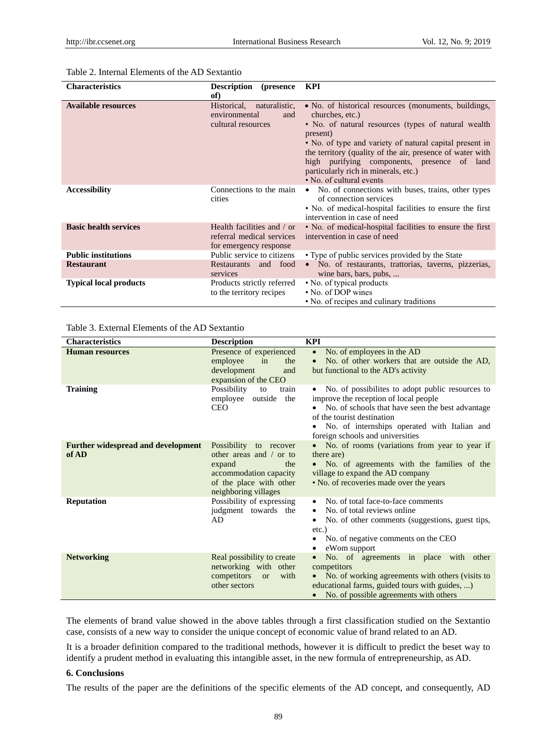Table 2. Internal Elements of the AD Sextantio

| Characteristics | Description (presence of) | KPI |
|---|---|---|
| **Available resources** | Historical, naturalistic, environmental and cultural resources | • No. of historical resources (monuments, buildings, churches, etc.)<br>• No. of natural resources (types of natural wealth present)<br>• No. of type and variety of natural capital present in the territory (quality of the air, presence of water with high purifying components, presence of land particularly rich in minerals, etc.)<br>• No. of cultural events |
| **Accessibility** | Connections to the main cities | • No. of connections with buses, trains, other types of connection services<br>• No. of medical-hospital facilities to ensure the first intervention in case of need |
| **Basic health services** | Health facilities and / or referral medical services for emergency response | • No. of medical-hospital facilities to ensure the first intervention in case of need |
| **Public institutions** | Public service to citizens | • Type of public services provided by the State |
| **Restaurant** | Restaurants and food services | • No. of restaurants, trattorias, taverns, pizzerias, wine bars, bars, pubs, ... |
| **Typical local products** | Products strictly referred to the territory recipes | • No. of typical products<br>• No. of DOP wines<br>• No. of recipes and culinary traditions |

Table 3. External Elements of the AD Sextantio

| Characteristics | Description | KPI |
|---|---|---|
| **Human resources** | Presence of experienced employee in the development and expansion of the CEO | • No. of employees in the AD<br>• No. of other workers that are outside the AD, but functional to the AD's activity |
| **Training** | Possibility to train employee outside the CEO | • No. of possibilites to adopt public resources to improve the reception of local people<br>• No. of schools that have seen the best advantage of the tourist destination<br>• No. of internships operated with Italian and foreign schools and universities |
| **Further widespread and development of AD** | Possibility to recover other areas and / or to expand the accommodation capacity of the place with other neighboring villages | • No. of rooms (variations from year to year if there are)<br>• No. of agreements with the families of the village to expand the AD company<br>• No. of recoveries made over the years |
| **Reputation** | Possibility of expressing judgment towards the AD | • No. of total face-to-face comments<br>• No. of total reviews online<br>• No. of other comments (suggestions, guest tips, etc.)<br>• No. of negative comments on the CEO<br>• eWom support |
| **Networking** | Real possibility to create networking with other competitors or with other sectors | • No. of agreements in place with other competitors<br>• No. of working agreements with others (visits to educational farms, guided tours with guides, ...)<br>• No. of possible agreements with others |

The elements of brand value showed in the above tables through a first classification studied on the Sextantio case, consists of a new way to consider the unique concept of economic value of brand related to an AD.

It is a broader definition compared to the traditional methods, however it is difficult to predict the beset way to identify a prudent method in evaluating this intangible asset, in the new formula of entrepreneurship, as AD.

## 6. Conclusions

The results of the paper are the definitions of the specific elements of the AD concept, and consequently, AD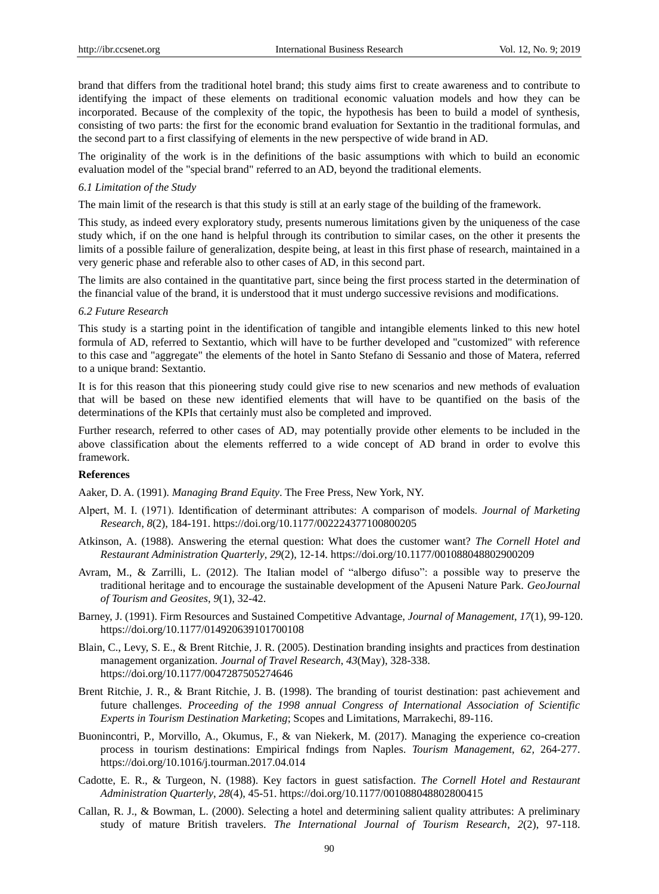brand that differs from the traditional hotel brand; this study aims first to create awareness and to contribute to identifying the impact of these elements on traditional economic valuation models and how they can be incorporated. Because of the complexity of the topic, the hypothesis has been to build a model of synthesis, consisting of two parts: the first for the economic brand evaluation for Sextantio in the traditional formulas, and the second part to a first classifying of elements in the new perspective of wide brand in AD.

The originality of the work is in the definitions of the basic assumptions with which to build an economic evaluation model of the "special brand" referred to an AD, beyond the traditional elements.

### *6.1 Limitation of the Study*

The main limit of the research is that this study is still at an early stage of the building of the framework.

This study, as indeed every exploratory study, presents numerous limitations given by the uniqueness of the case study which, if on the one hand is helpful through its contribution to similar cases, on the other it presents the limits of a possible failure of generalization, despite being, at least in this first phase of research, maintained in a very generic phase and referable also to other cases of AD, in this second part.

The limits are also contained in the quantitative part, since being the first process started in the determination of the financial value of the brand, it is understood that it must undergo successive revisions and modifications.

### *6.2 Future Research*

This study is a starting point in the identification of tangible and intangible elements linked to this new hotel formula of AD, referred to Sextantio, which will have to be further developed and "customized" with reference to this case and "aggregate" the elements of the hotel in Santo Stefano di Sessanio and those of Matera, referred to a unique brand: Sextantio.

It is for this reason that this pioneering study could give rise to new scenarios and new methods of evaluation that will be based on these new identified elements that will have to be quantified on the basis of the determinations of the KPIs that certainly must also be completed and improved.

Further research, referred to other cases of AD, may potentially provide other elements to be included in the above classification about the elements refferred to a wide concept of AD brand in order to evolve this framework.

## References

Aaker, D. A. (1991). *Managing Brand Equity*. The Free Press, New York, NY.

Alpert, M. I. (1971). Identification of determinant attributes: A comparison of models. *Journal of Marketing Research*, *8*(2), 184-191. https://doi.org/10.1177/002224377100800205

Atkinson, A. (1988). Answering the eternal question: What does the customer want? *The Cornell Hotel and Restaurant Administration Quarterly*, *29*(2), 12-14. https://doi.org/10.1177/001088048802900209

Avram, M., & Zarrilli, L. (2012). The Italian model of "albergo difuso": a possible way to preserve the traditional heritage and to encourage the sustainable development of the Apuseni Nature Park. *GeoJournal of Tourism and Geosites*, *9*(1), 32-42.

Barney, J. (1991). Firm Resources and Sustained Competitive Advantage, *Journal of Management*, *17*(1), 99-120. https://doi.org/10.1177/014920639101700108

Blain, C., Levy, S. E., & Brent Ritchie, J. R. (2005). Destination branding insights and practices from destination management organization. *Journal of Travel Research*, *43*(May), 328-338. https://doi.org/10.1177/0047287505274646

Brent Ritchie, J. R., & Brant Ritchie, J. B. (1998). The branding of tourist destination: past achievement and future challenges. *Proceeding of the 1998 annual Congress of International Association of Scientific Experts in Tourism Destination Marketing*; Scopes and Limitations, Marrakechi, 89-116.

Buonincontri, P., Morvillo, A., Okumus, F., & van Niekerk, M. (2017). Managing the experience co-creation process in tourism destinations: Empirical fndings from Naples. *Tourism Management*, *62*, 264-277. https://doi.org/10.1016/j.tourman.2017.04.014

Cadotte, E. R., & Turgeon, N. (1988). Key factors in guest satisfaction. *The Cornell Hotel and Restaurant Administration Quarterly*, *28*(4), 45-51. https://doi.org/10.1177/001088048802800415

Callan, R. J., & Bowman, L. (2000). Selecting a hotel and determining salient quality attributes: A preliminary study of mature British travelers. *The International Journal of Tourism Research*, *2*(2), 97-118.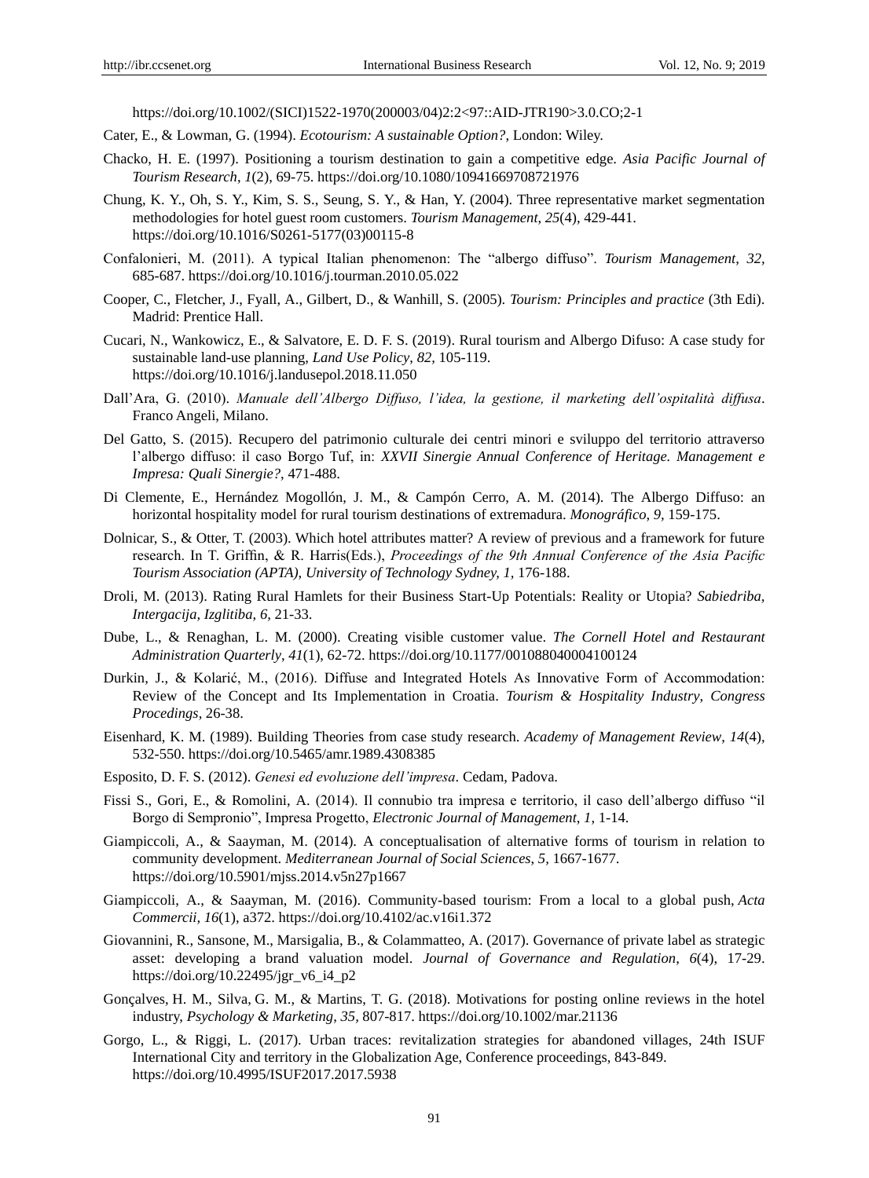https://doi.org/10.1002/(SICI)1522-1970(200003/04)2:2<97::AID-JTR190>3.0.CO;2-1

Cater, E., & Lowman, G. (1994). *Ecotourism: A sustainable Option?*, London: Wiley.

Chacko, H. E. (1997). Positioning a tourism destination to gain a competitive edge. *Asia Pacific Journal of Tourism Research*, *1*(2), 69-75. https://doi.org/10.1080/10941669708721976

Chung, K. Y., Oh, S. Y., Kim, S. S., Seung, S. Y., & Han, Y. (2004). Three representative market segmentation methodologies for hotel guest room customers. *Tourism Management*, *25*(4), 429-441. https://doi.org/10.1016/S0261-5177(03)00115-8

Confalonieri, M. (2011). A typical Italian phenomenon: The "albergo diffuso". *Tourism Management*, *32*, 685-687. https://doi.org/10.1016/j.tourman.2010.05.022

Cooper, C., Fletcher, J., Fyall, A., Gilbert, D., & Wanhill, S. (2005). *Tourism: Principles and practice* (3th Edi). Madrid: Prentice Hall.

Cucari, N., Wankowicz, E., & Salvatore, E. D. F. S. (2019). Rural tourism and Albergo Difuso: A case study for sustainable land-use planning, *Land Use Policy*, *82*, 105-119. https://doi.org/10.1016/j.landusepol.2018.11.050

Dall'Ara, G. (2010). *Manuale dell'Albergo Diffuso, l'idea, la gestione, il marketing dell'ospitalità diffusa*. Franco Angeli, Milano.

Del Gatto, S. (2015). Recupero del patrimonio culturale dei centri minori e sviluppo del territorio attraverso l'albergo diffuso: il caso Borgo Tuf, in: *XXVII Sinergie Annual Conference of Heritage. Management e Impresa: Quali Sinergie?*, 471-488.

Di Clemente, E., Hernández Mogollón, J. M., & Campón Cerro, A. M. (2014). The Albergo Diffuso: an horizontal hospitality model for rural tourism destinations of extremadura. *Monográfico*, *9*, 159-175.

Dolnicar, S., & Otter, T. (2003). Which hotel attributes matter? A review of previous and a framework for future research. In T. Griffin, & R. Harris(Eds.), *Proceedings of the 9th Annual Conference of the Asia Pacific Tourism Association (APTA), University of Technology Sydney, 1*, 176-188.

Droli, M. (2013). Rating Rural Hamlets for their Business Start-Up Potentials: Reality or Utopia? *Sabiedriba, Intergacija, Izglitiba, 6*, 21-33.

Dube, L., & Renaghan, L. M. (2000). Creating visible customer value. *The Cornell Hotel and Restaurant Administration Quarterly*, *41*(1), 62-72. https://doi.org/10.1177/001088040004100124

Durkin, J., & Kolarić, M., (2016). Diffuse and Integrated Hotels As Innovative Form of Accommodation: Review of the Concept and Its Implementation in Croatia. *Tourism & Hospitality Industry, Congress Procedings*, 26-38.

Eisenhard, K. M. (1989). Building Theories from case study research. *Academy of Management Review*, *14*(4), 532-550. https://doi.org/10.5465/amr.1989.4308385

Esposito, D. F. S. (2012). *Genesi ed evoluzione dell'impresa*. Cedam, Padova.

Fissi S., Gori, E., & Romolini, A. (2014). Il connubio tra impresa e territorio, il caso dell'albergo diffuso "il Borgo di Sempronio", Impresa Progetto, *Electronic Journal of Management*, *1*, 1-14.

Giampiccoli, A., & Saayman, M. (2014). A conceptualisation of alternative forms of tourism in relation to community development. *Mediterranean Journal of Social Sciences*, *5*, 1667-1677. https://doi.org/10.5901/mjss.2014.v5n27p1667

Giampiccoli, A., & Saayman, M. (2016). Community-based tourism: From a local to a global push, *Acta Commercii, 16*(1), a372. https://doi.org/10.4102/ac.v16i1.372

Giovannini, R., Sansone, M., Marsigalia, B., & Colammatteo, A. (2017). Governance of private label as strategic asset: developing a brand valuation model. *Journal of Governance and Regulation*, *6*(4), 17-29. https://doi.org/10.22495/jgr_v6_i4_p2

Gonçalves, H. M., Silva, G. M., & Martins, T. G. (2018). Motivations for posting online reviews in the hotel industry, *Psychology & Marketing*, *35*, 807-817. https://doi.org/10.1002/mar.21136

Gorgo, L., & Riggi, L. (2017). Urban traces: revitalization strategies for abandoned villages, 24th ISUF International City and territory in the Globalization Age, Conference proceedings, 843-849. https://doi.org/10.4995/ISUF2017.2017.5938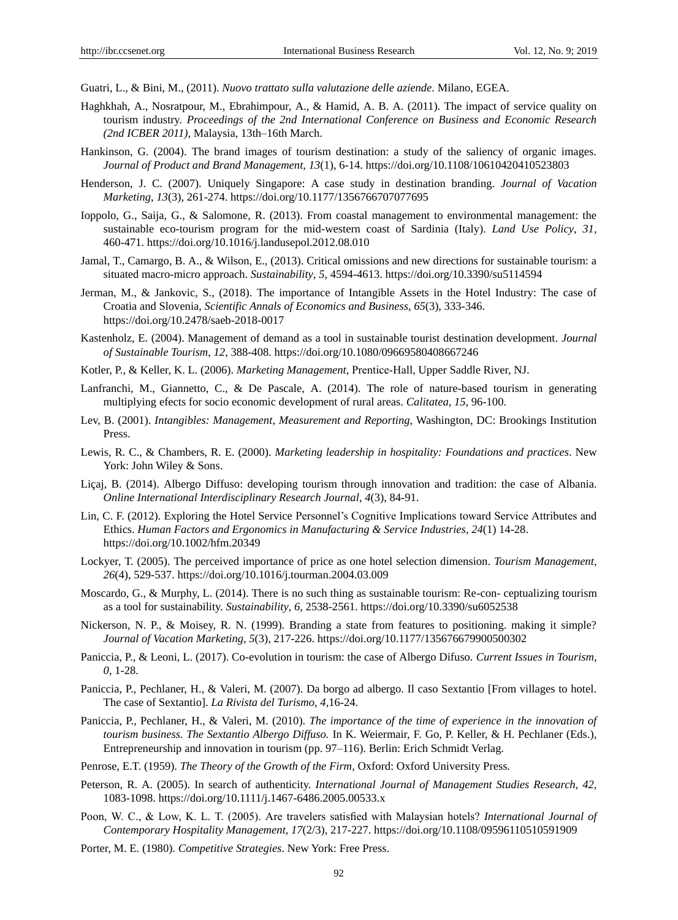Guatri, L., & Bini, M., (2011). *Nuovo trattato sulla valutazione delle aziende*. Milano, EGEA.

Haghkhah, A., Nosratpour, M., Ebrahimpour, A., & Hamid, A. B. A. (2011). The impact of service quality on tourism industry. *Proceedings of the 2nd International Conference on Business and Economic Research (2nd ICBER 2011)*, Malaysia, 13th–16th March.

Hankinson, G. (2004). The brand images of tourism destination: a study of the saliency of organic images. *Journal of Product and Brand Management*, *13*(1), 6-14. https://doi.org/10.1108/10610420410523803

Henderson, J. C. (2007). Uniquely Singapore: A case study in destination branding. *Journal of Vacation Marketing*, *13*(3), 261-274. https://doi.org/10.1177/1356766707077695

Ioppolo, G., Saija, G., & Salomone, R. (2013). From coastal management to environmental management: the sustainable eco-tourism program for the mid-western coast of Sardinia (Italy). *Land Use Policy*, *31*, 460-471. https://doi.org/10.1016/j.landusepol.2012.08.010

Jamal, T., Camargo, B. A., & Wilson, E., (2013). Critical omissions and new directions for sustainable tourism: a situated macro-micro approach. *Sustainability*, *5,* 4594-4613. https://doi.org/10.3390/su5114594

Jerman, M., & Jankovic, S., (2018). The importance of Intangible Assets in the Hotel Industry: The case of Croatia and Slovenia, *Scientific Annals of Economics and Business*, *65*(3), 333-346. https://doi.org/10.2478/saeb-2018-0017

Kastenholz, E. (2004). Management of demand as a tool in sustainable tourist destination development. *Journal of Sustainable Tourism*, *12,* 388-408. https://doi.org/10.1080/09669580408667246

Kotler, P., & Keller, K. L. (2006). *Marketing Management*, Prentice-Hall, Upper Saddle River, NJ.

Lanfranchi, M., Giannetto, C., & De Pascale, A. (2014). The role of nature-based tourism in generating multiplying efects for socio economic development of rural areas. *Calitatea*, *15,* 96-100.

Lev, B. (2001). *Intangibles: Management, Measurement and Reporting,* Washington, DC: Brookings Institution Press.

Lewis, R. C., & Chambers, R. E. (2000). *Marketing leadership in hospitality: Foundations and practices*. New York: John Wiley & Sons.

Liçaj, B. (2014). Albergo Diffuso: developing tourism through innovation and tradition: the case of Albania. *Online International Interdisciplinary Research Journal*, *4*(3), 84-91.

Lin, C. F. (2012). Exploring the Hotel Service Personnel's Cognitive Implications toward Service Attributes and Ethics. *Human Factors and Ergonomics in Manufacturing & Service Industries*, *24*(1) 14-28. https://doi.org/10.1002/hfm.20349

Lockyer, T. (2005). The perceived importance of price as one hotel selection dimension. *Tourism Management*, *26*(4), 529-537. https://doi.org/10.1016/j.tourman.2004.03.009

Moscardo, G., & Murphy, L. (2014). There is no such thing as sustainable tourism: Re-con- ceptualizing tourism as a tool for sustainability. *Sustainability*, *6,* 2538-2561. https://doi.org/10.3390/su6052538

Nickerson, N. P., & Moisey, R. N. (1999). Branding a state from features to positioning. making it simple? *Journal of Vacation Marketing*, *5*(3), 217-226. https://doi.org/10.1177/135676679900500302

Paniccia, P., & Leoni, L. (2017). Co-evolution in tourism: the case of Albergo Difuso. *Current Issues in Tourism*, *0*, 1-28.

Paniccia, P., Pechlaner, H., & Valeri, M. (2007). Da borgo ad albergo. Il caso Sextantio [From villages to hotel. The case of Sextantio]. *La Rivista del Turismo*, *4*,16-24.

Paniccia, P., Pechlaner, H., & Valeri, M. (2010). *The importance of the time of experience in the innovation of tourism business. The Sextantio Albergo Diffuso.* In K. Weiermair, F. Go, P. Keller, & H. Pechlaner (Eds.), Entrepreneurship and innovation in tourism (pp. 97–116). Berlin: Erich Schmidt Verlag.

Penrose, E.T. (1959). *The Theory of the Growth of the Firm*, Oxford: Oxford University Press.

Peterson, R. A. (2005). In search of authenticity. *International Journal of Management Studies Research, 42,* 1083-1098. https://doi.org/10.1111/j.1467-6486.2005.00533.x

Poon, W. C., & Low, K. L. T. (2005). Are travelers satisfied with Malaysian hotels? *International Journal of Contemporary Hospitality Management*, *17*(2/3), 217-227. https://doi.org/10.1108/09596110510591909

Porter, M. E. (1980). *Competitive Strategies*. New York: Free Press.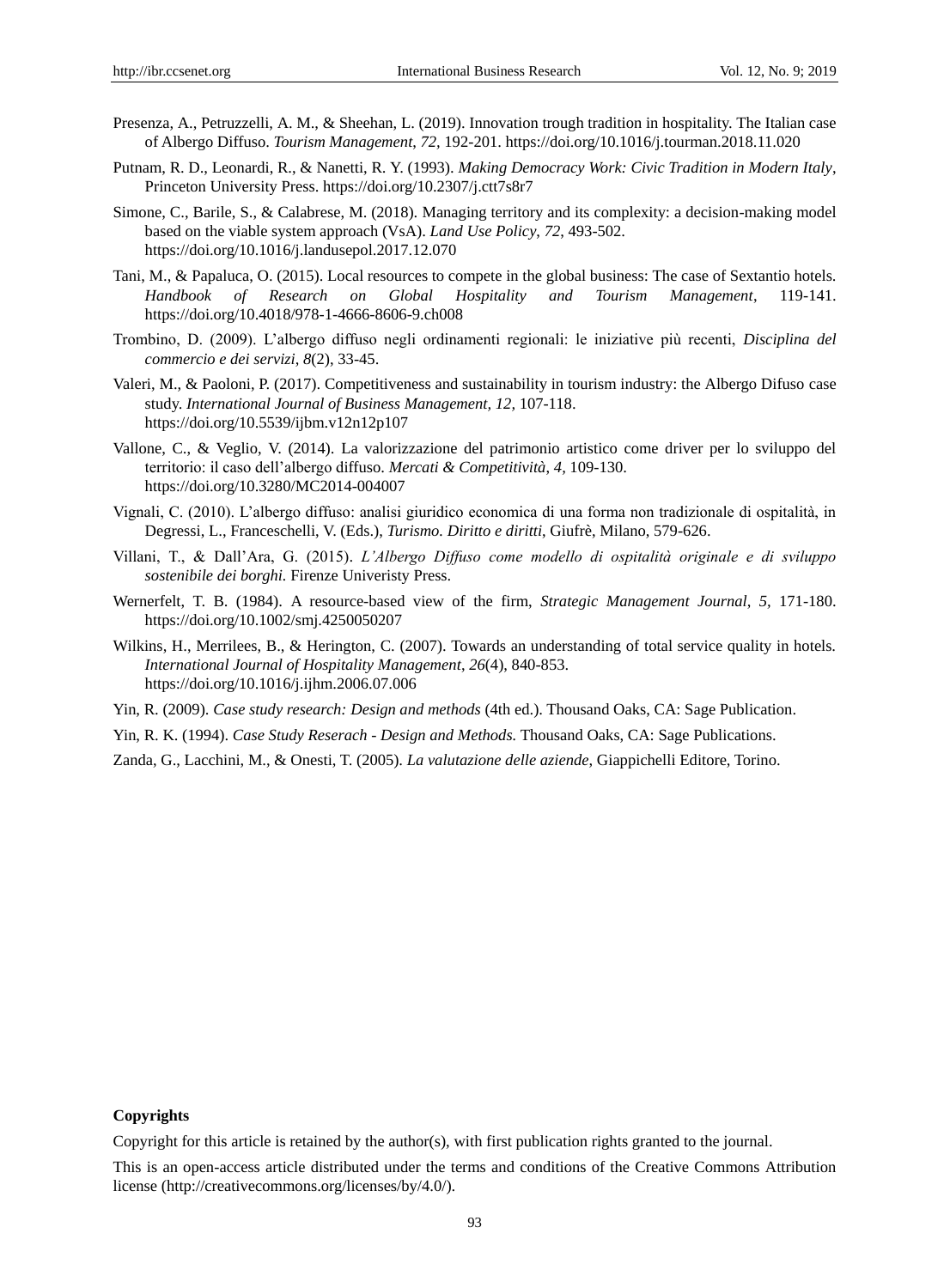Presenza, A., Petruzzelli, A. M., & Sheehan, L. (2019). Innovation trough tradition in hospitality. The Italian case of Albergo Diffuso. *Tourism Management*, *72*, 192-201. https://doi.org/10.1016/j.tourman.2018.11.020

Putnam, R. D., Leonardi, R., & Nanetti, R. Y. (1993). *Making Democracy Work: Civic Tradition in Modern Italy*, Princeton University Press. https://doi.org/10.2307/j.ctt7s8r7

Simone, C., Barile, S., & Calabrese, M. (2018). Managing territory and its complexity: a decision-making model based on the viable system approach (VsA). *Land Use Policy*, *72*, 493-502. https://doi.org/10.1016/j.landusepol.2017.12.070

Tani, M., & Papaluca, O. (2015). Local resources to compete in the global business: The case of Sextantio hotels. *Handbook of Research on Global Hospitality and Tourism Management*, 119-141. https://doi.org/10.4018/978-1-4666-8606-9.ch008

Trombino, D. (2009). L'albergo diffuso negli ordinamenti regionali: le iniziative più recenti, *Disciplina del commercio e dei servizi*, *8*(2), 33-45.

Valeri, M., & Paoloni, P. (2017). Competitiveness and sustainability in tourism industry: the Albergo Difuso case study. *International Journal of Business Management, 12,* 107-118. https://doi.org/10.5539/ijbm.v12n12p107

Vallone, C., & Veglio, V. (2014). La valorizzazione del patrimonio artistico come driver per lo sviluppo del territorio: il caso dell'albergo diffuso. *Mercati & Competitività, 4,* 109-130. https://doi.org/10.3280/MC2014-004007

Vignali, C. (2010). L'albergo diffuso: analisi giuridico economica di una forma non tradizionale di ospitalità, in Degressi, L., Franceschelli, V. (Eds.), *Turismo. Diritto e diritti*, Giufrè, Milano, 579-626.

Villani, T., & Dall'Ara, G. (2015). *L'Albergo Diffuso come modello di ospitalità originale e di sviluppo sostenibile dei borghi.* Firenze Univeristy Press.

Wernerfelt, T. B. (1984). A resource-based view of the firm, *Strategic Management Journal*, *5,* 171-180. https://doi.org/10.1002/smj.4250050207

Wilkins, H., Merrilees, B., & Herington, C. (2007). Towards an understanding of total service quality in hotels. *International Journal of Hospitality Management*, *26*(4), 840-853. https://doi.org/10.1016/j.ijhm.2006.07.006

Yin, R. (2009). *Case study research: Design and methods* (4th ed.). Thousand Oaks, CA: Sage Publication.

Yin, R. K. (1994). *Case Study Reserach - Design and Methods.* Thousand Oaks, CA: Sage Publications.

Zanda, G., Lacchini, M., & Onesti, T. (2005). *La valutazione delle aziende,* Giappichelli Editore, Torino.

**Copyrights**

Copyright for this article is retained by the author(s), with first publication rights granted to the journal.

This is an open-access article distributed under the terms and conditions of the Creative Commons Attribution license (http://creativecommons.org/licenses/by/4.0/).